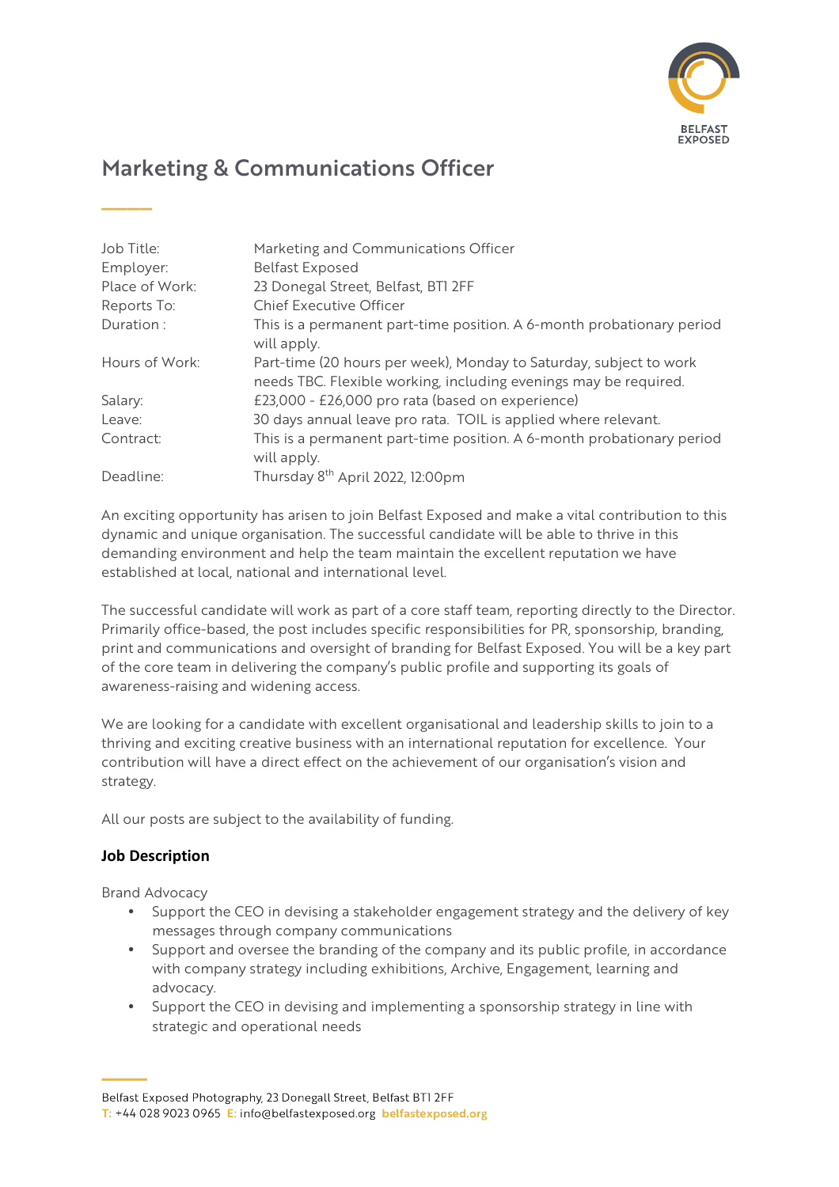# Marketing & Communications Officer

| | |
|---|---|
| Job Title: | Marketing and Communications Officer |
| Employer: | Belfast Exposed |
| Place of Work: | 23 Donegal Street, Belfast, BT1 2FF |
| Reports To: | Chief Executive Officer |
| Duration : | This is a permanent part-time position. A 6-month probationary period will apply. |
| Hours of Work: | Part-time (20 hours per week), Monday to Saturday, subject to work needs TBC. Flexible working, including evenings may be required. |
| Salary: | £23,000 - £26,000 pro rata (based on experience) |
| Leave: | 30 days annual leave pro rata. TOIL is applied where relevant. |
| Contract: | This is a permanent part-time position. A 6-month probationary period will apply. |
| Deadline: | Thursday 8th April 2022, 12:00pm |

An exciting opportunity has arisen to join Belfast Exposed and make a vital contribution to this dynamic and unique organisation. The successful candidate will be able to thrive in this demanding environment and help the team maintain the excellent reputation we have established at local, national and international level.

The successful candidate will work as part of a core staff team, reporting directly to the Director. Primarily office-based, the post includes specific responsibilities for PR, sponsorship, branding, print and communications and oversight of branding for Belfast Exposed. You will be a key part of the core team in delivering the company's public profile and supporting its goals of awareness-raising and widening access.

We are looking for a candidate with excellent organisational and leadership skills to join to a thriving and exciting creative business with an international reputation for excellence. Your contribution will have a direct effect on the achievement of our organisation's vision and strategy.

All our posts are subject to the availability of funding.

## Job Description

Brand Advocacy

- Support the CEO in devising a stakeholder engagement strategy and the delivery of key messages through company communications
- Support and oversee the branding of the company and its public profile, in accordance with company strategy including exhibitions, Archive, Engagement, learning and advocacy.
- Support the CEO in devising and implementing a sponsorship strategy in line with strategic and operational needs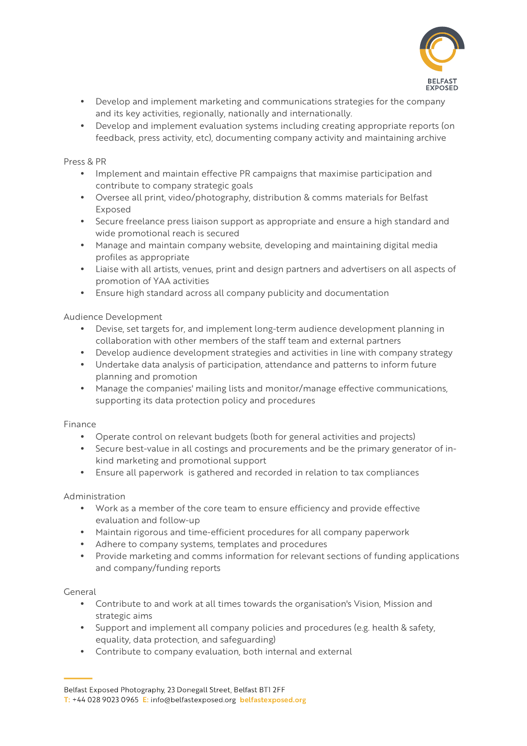- Develop and implement marketing and communications strategies for the company and its key activities, regionally, nationally and internationally.
- Develop and implement evaluation systems including creating appropriate reports (on feedback, press activity, etc), documenting company activity and maintaining archive

Press & PR

- Implement and maintain effective PR campaigns that maximise participation and contribute to company strategic goals
- Oversee all print, video/photography, distribution & comms materials for Belfast Exposed
- Secure freelance press liaison support as appropriate and ensure a high standard and wide promotional reach is secured
- Manage and maintain company website, developing and maintaining digital media profiles as appropriate
- Liaise with all artists, venues, print and design partners and advertisers on all aspects of promotion of YAA activities
- Ensure high standard across all company publicity and documentation

Audience Development

- Devise, set targets for, and implement long-term audience development planning in collaboration with other members of the staff team and external partners
- Develop audience development strategies and activities in line with company strategy
- Undertake data analysis of participation, attendance and patterns to inform future planning and promotion
- Manage the companies' mailing lists and monitor/manage effective communications, supporting its data protection policy and procedures

Finance

- Operate control on relevant budgets (both for general activities and projects)
- Secure best-value in all costings and procurements and be the primary generator of in-kind marketing and promotional support
- Ensure all paperwork is gathered and recorded in relation to tax compliances

Administration

- Work as a member of the core team to ensure efficiency and provide effective evaluation and follow-up
- Maintain rigorous and time-efficient procedures for all company paperwork
- Adhere to company systems, templates and procedures
- Provide marketing and comms information for relevant sections of funding applications and company/funding reports

General

- Contribute to and work at all times towards the organisation's Vision, Mission and strategic aims
- Support and implement all company policies and procedures (e.g. health & safety, equality, data protection, and safeguarding)
- Contribute to company evaluation, both internal and external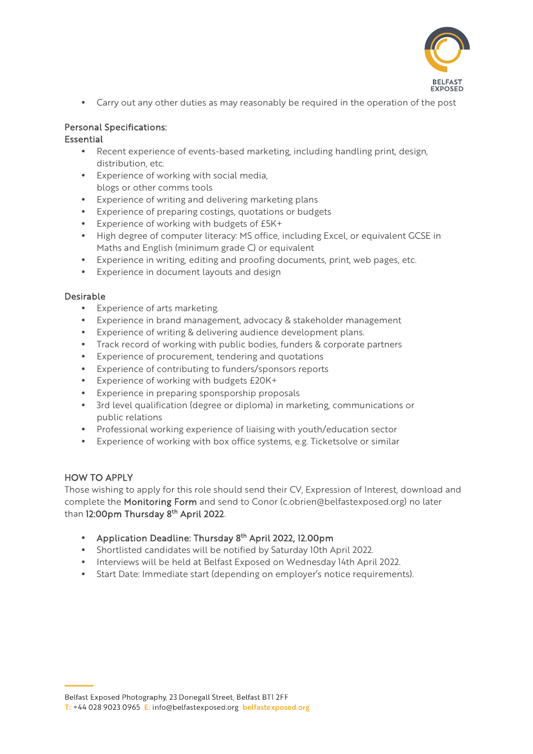- Carry out any other duties as may reasonably be required in the operation of the post

## Personal Specifications:

### Essential

- Recent experience of events-based marketing, including handling print, design, distribution, etc.
- Experience of working with social media, blogs or other comms tools
- Experience of writing and delivering marketing plans
- Experience of preparing costings, quotations or budgets
- Experience of working with budgets of £5K+
- High degree of computer literacy: MS office, including Excel, or equivalent GCSE in Maths and English (minimum grade C) or equivalent
- Experience in writing, editing and proofing documents, print, web pages, etc.
- Experience in document layouts and design

### Desirable

- Experience of arts marketing.
- Experience in brand management, advocacy & stakeholder management
- Experience of writing & delivering audience development plans.
- Track record of working with public bodies, funders & corporate partners
- Experience of procurement, tendering and quotations
- Experience of contributing to funders/sponsors reports
- Experience of working with budgets £20K+
- Experience in preparing sponsorship proposals
- 3rd level qualification (degree or diploma) in marketing, communications or public relations
- Professional working experience of liaising with youth/education sector
- Experience of working with box office systems, e.g. Ticketsolve or similar

## HOW TO APPLY

Those wishing to apply for this role should send their CV, Expression of Interest, download and complete the **Monitoring Form** and send to Conor (c.obrien@belfastexposed.org) no later than **12:00pm Thursday 8th April 2022**.

- **Application Deadline: Thursday 8th April 2022, 12.00pm**
- Shortlisted candidates will be notified by Saturday 10th April 2022.
- Interviews will be held at Belfast Exposed on Wednesday 14th April 2022.
- Start Date: Immediate start (depending on employer's notice requirements).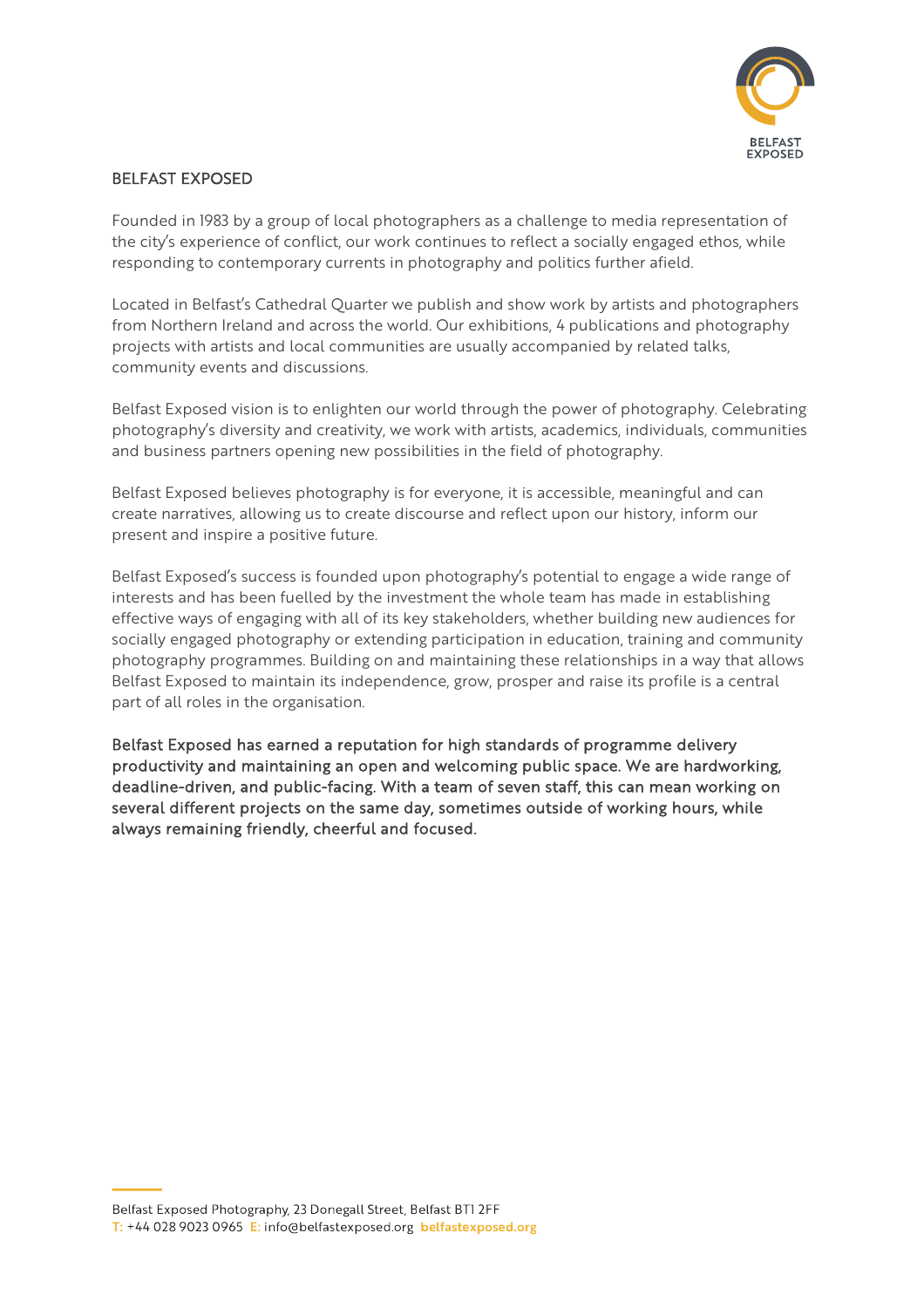BELFAST EXPOSED

Founded in 1983 by a group of local photographers as a challenge to media representation of the city's experience of conflict, our work continues to reflect a socially engaged ethos, while responding to contemporary currents in photography and politics further afield.

Located in Belfast's Cathedral Quarter we publish and show work by artists and photographers from Northern Ireland and across the world. Our exhibitions, 4 publications and photography projects with artists and local communities are usually accompanied by related talks, community events and discussions.

Belfast Exposed vision is to enlighten our world through the power of photography. Celebrating photography's diversity and creativity, we work with artists, academics, individuals, communities and business partners opening new possibilities in the field of photography.

Belfast Exposed believes photography is for everyone, it is accessible, meaningful and can create narratives, allowing us to create discourse and reflect upon our history, inform our present and inspire a positive future.

Belfast Exposed's success is founded upon photography's potential to engage a wide range of interests and has been fuelled by the investment the whole team has made in establishing effective ways of engaging with all of its key stakeholders, whether building new audiences for socially engaged photography or extending participation in education, training and community photography programmes. Building on and maintaining these relationships in a way that allows Belfast Exposed to maintain its independence, grow, prosper and raise its profile is a central part of all roles in the organisation.

**Belfast Exposed has earned a reputation for high standards of programme delivery productivity and maintaining an open and welcoming public space. We are hardworking, deadline-driven, and public-facing. With a team of seven staff, this can mean working on several different projects on the same day, sometimes outside of working hours, while always remaining friendly, cheerful and focused.**

Belfast Exposed Photography, 23 Donegall Street, Belfast BT1 2FF
T: +44 028 9023 0965 E: info@belfastexposed.org **belfastexposed.org**